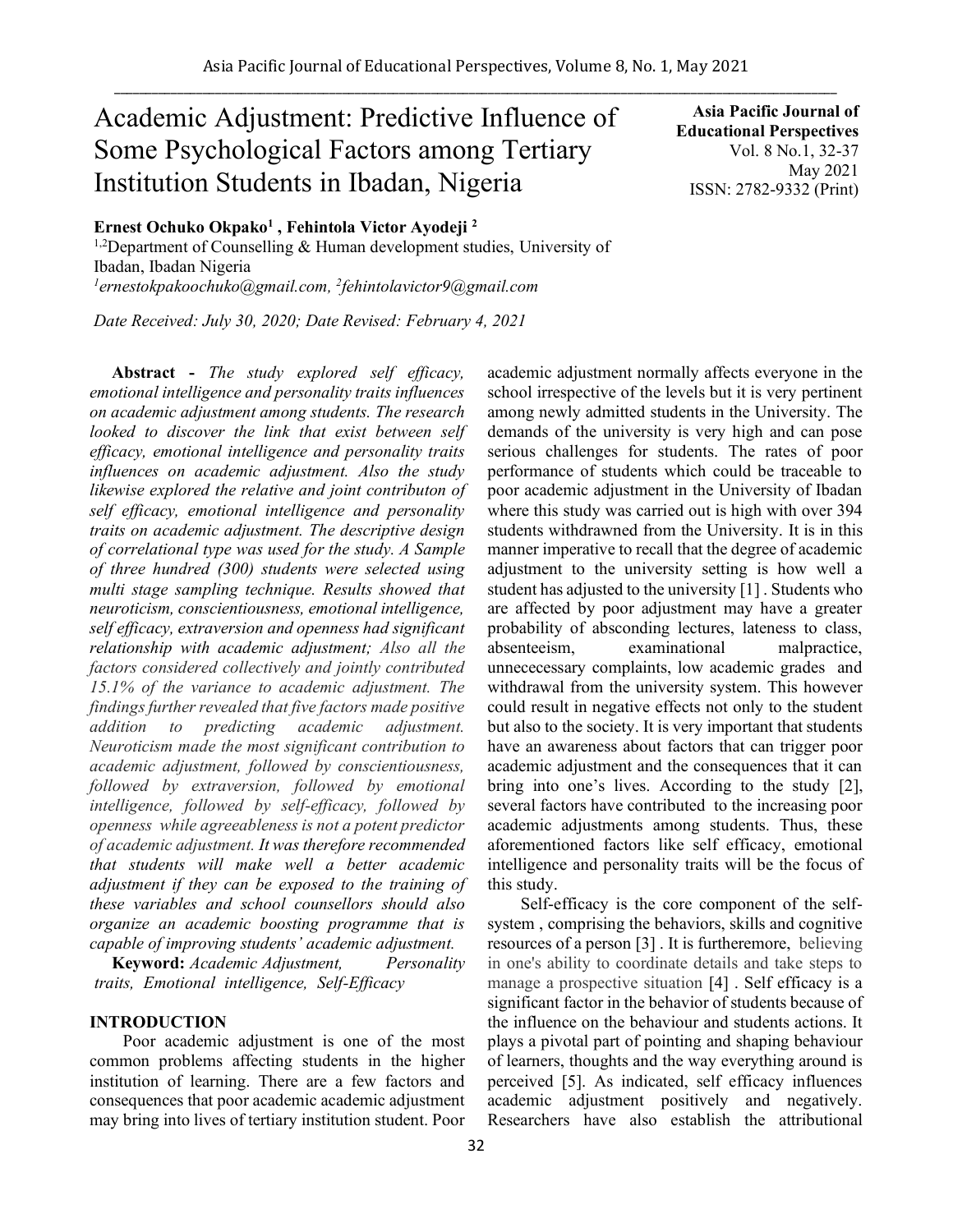# Academic Adjustment: Predictive Influence of Some Psychological Factors among Tertiary Institution Students in Ibadan, Nigeria

**Asia Pacific Journal of Educational Perspectives**
Vol. 8 No.1, 32-37
May 2021
ISSN: 2782-9332 (Print)

**Ernest Ochuko Okpako[1] , Fehintola Victor Ayodeji [2]**

[1,2]Department of Counselling & Human development studies, University of Ibadan, Ibadan Nigeria

[1]ernestokpakoochuko@gmail.com, [2]fehintolavictor9@gmail.com

*Date Received: July 30, 2020; Date Revised: February 4, 2021*

**Abstract -** *The study explored self efficacy, emotional intelligence and personality traits influences on academic adjustment among students. The research looked to discover the link that exist between self efficacy, emotional intelligence and personality traits influences on academic adjustment. Also the study likewise explored the relative and joint contributon of self efficacy, emotional intelligence and personality traits on academic adjustment. The descriptive design of correlational type was used for the study. A Sample of three hundred (300) students were selected using multi stage sampling technique. Results showed that neuroticism, conscientiousness, emotional intelligence, self efficacy, extraversion and openness had significant relationship with academic adjustment; Also all the factors considered collectively and jointly contributed 15.1% of the variance to academic adjustment. The findings further revealed that five factors made positive addition to predicting academic adjustment. Neuroticism made the most significant contribution to academic adjustment, followed by conscientiousness, followed by extraversion, followed by emotional intelligence, followed by self-efficacy, followed by openness while agreeableness is not a potent predictor of academic adjustment. It was therefore recommended that students will make well a better academic adjustment if they can be exposed to the training of these variables and school counsellors should also organize an academic boosting programme that is capable of improving students' academic adjustment.*

**Keyword:** *Academic Adjustment, Personality traits, Emotional intelligence, Self-Efficacy*

## INTRODUCTION

Poor academic adjustment is one of the most common problems affecting students in the higher institution of learning. There are a few factors and consequences that poor academic academic adjustment may bring into lives of tertiary institution student. Poor academic adjustment normally affects everyone in the school irrespective of the levels but it is very pertinent among newly admitted students in the University. The demands of the university is very high and can pose serious challenges for students. The rates of poor performance of students which could be traceable to poor academic adjustment in the University of Ibadan where this study was carried out is high with over 394 students withdrawned from the University. It is in this manner imperative to recall that the degree of academic adjustment to the university setting is how well a student has adjusted to the university [1] . Students who are affected by poor adjustment may have a greater probability of absconding lectures, lateness to class, absenteeism, examinational malpractice, unnececessary complaints, low academic grades and withdrawal from the university system. This however could result in negative effects not only to the student but also to the society. It is very important that students have an awareness about factors that can trigger poor academic adjustment and the consequences that it can bring into one's lives. According to the study [2], several factors have contributed to the increasing poor academic adjustments among students. Thus, these aforementioned factors like self efficacy, emotional intelligence and personality traits will be the focus of this study.

Self-efficacy is the core component of the self-system , comprising the behaviors, skills and cognitive resources of a person [3] . It is furtheremore, believing in one's ability to coordinate details and take steps to manage a prospective situation [4] . Self efficacy is a significant factor in the behavior of students because of the influence on the behaviour and students actions. It plays a pivotal part of pointing and shaping behaviour of learners, thoughts and the way everything around is perceived [5]. As indicated, self efficacy influences academic adjustment positively and negatively. Researchers have also establish the attributional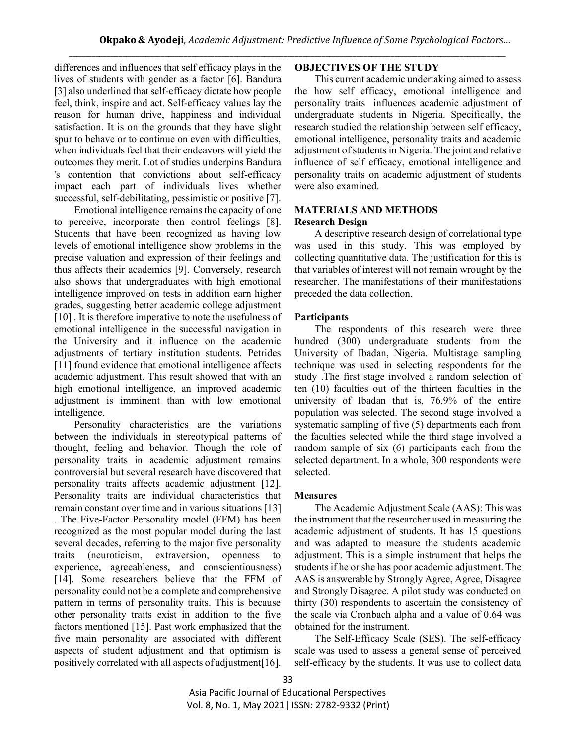differences and influences that self efficacy plays in the lives of students with gender as a factor [6]. Bandura [3] also underlined that self-efficacy dictate how people feel, think, inspire and act. Self-efficacy values lay the reason for human drive, happiness and individual satisfaction. It is on the grounds that they have slight spur to behave or to continue on even with difficulties, when individuals feel that their endeavors will yield the outcomes they merit. Lot of studies underpins Bandura 's contention that convictions about self-efficacy impact each part of individuals lives whether successful, self-debilitating, pessimistic or positive [7].

Emotional intelligence remains the capacity of one to perceive, incorporate then control feelings [8]. Students that have been recognized as having low levels of emotional intelligence show problems in the precise valuation and expression of their feelings and thus affects their academics [9]. Conversely, research also shows that undergraduates with high emotional intelligence improved on tests in addition earn higher grades, suggesting better academic college adjustment [10] . It is therefore imperative to note the usefulness of emotional intelligence in the successful navigation in the University and it influence on the academic adjustments of tertiary institution students. Petrides [11] found evidence that emotional intelligence affects academic adjustment. This result showed that with an high emotional intelligence, an improved academic adjustment is imminent than with low emotional intelligence.

Personality characteristics are the variations between the individuals in stereotypical patterns of thought, feeling and behavior. Though the role of personality traits in academic adjustment remains controversial but several research have discovered that personality traits affects academic adjustment [12]. Personality traits are individual characteristics that remain constant over time and in various situations [13] . The Five-Factor Personality model (FFM) has been recognized as the most popular model during the last several decades, referring to the major five personality traits (neuroticism, extraversion, openness to experience, agreeableness, and conscientiousness) [14]. Some researchers believe that the FFM of personality could not be a complete and comprehensive pattern in terms of personality traits. This is because other personality traits exist in addition to the five factors mentioned [15]. Past work emphasized that the five main personality are associated with different aspects of student adjustment and that optimism is positively correlated with all aspects of adjustment[16].

## OBJECTIVES OF THE STUDY

This current academic undertaking aimed to assess the how self efficacy, emotional intelligence and personality traits influences academic adjustment of undergraduate students in Nigeria. Specifically, the research studied the relationship between self efficacy, emotional intelligence, personality traits and academic adjustment of students in Nigeria. The joint and relative influence of self efficacy, emotional intelligence and personality traits on academic adjustment of students were also examined.

## MATERIALS AND METHODS

### Research Design

A descriptive research design of correlational type was used in this study. This was employed by collecting quantitative data. The justification for this is that variables of interest will not remain wrought by the researcher. The manifestations of their manifestations preceded the data collection.

### Participants

The respondents of this research were three hundred (300) undergraduate students from the University of Ibadan, Nigeria. Multistage sampling technique was used in selecting respondents for the study .The first stage involved a random selection of ten (10) faculties out of the thirteen faculties in the university of Ibadan that is, 76.9% of the entire population was selected. The second stage involved a systematic sampling of five (5) departments each from the faculties selected while the third stage involved a random sample of six (6) participants each from the selected department. In a whole, 300 respondents were selected.

### Measures

The Academic Adjustment Scale (AAS): This was the instrument that the researcher used in measuring the academic adjustment of students. It has 15 questions and was adapted to measure the students academic adjustment. This is a simple instrument that helps the students if he or she has poor academic adjustment. The AAS is answerable by Strongly Agree, Agree, Disagree and Strongly Disagree. A pilot study was conducted on thirty (30) respondents to ascertain the consistency of the scale via Cronbach alpha and a value of 0.64 was obtained for the instrument.

The Self-Efficacy Scale (SES). The self-efficacy scale was used to assess a general sense of perceived self-efficacy by the students. It was use to collect data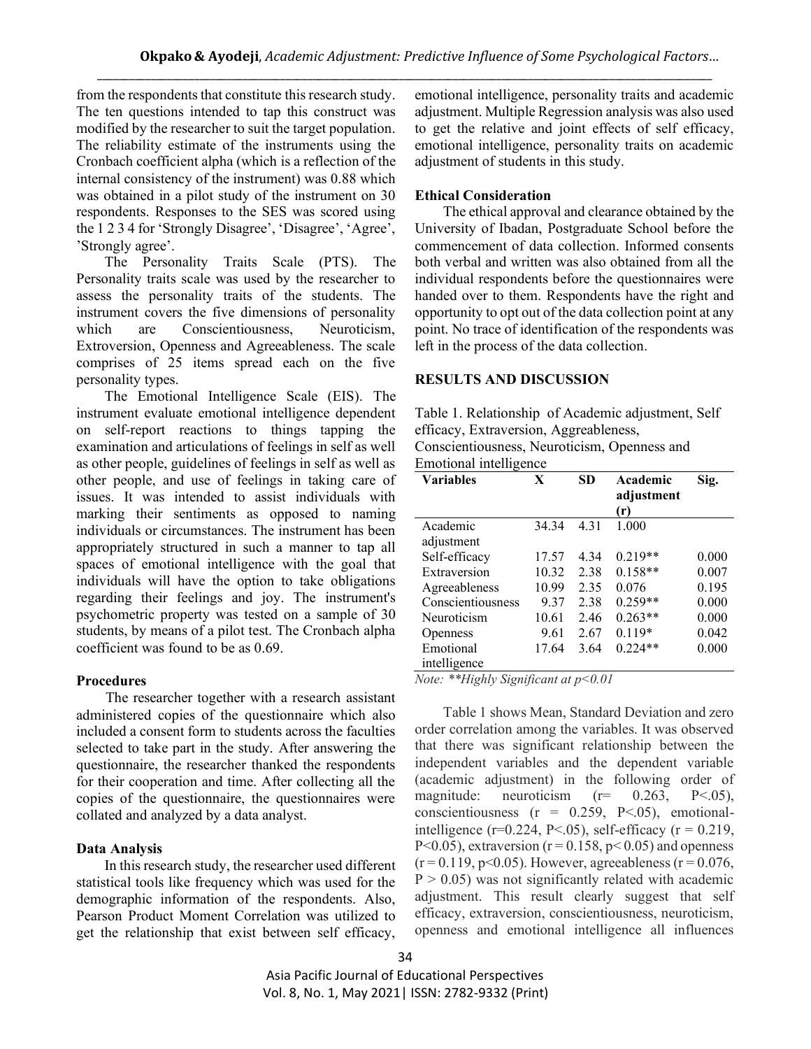from the respondents that constitute this research study. The ten questions intended to tap this construct was modified by the researcher to suit the target population. The reliability estimate of the instruments using the Cronbach coefficient alpha (which is a reflection of the internal consistency of the instrument) was 0.88 which was obtained in a pilot study of the instrument on 30 respondents. Responses to the SES was scored using the 1 2 3 4 for 'Strongly Disagree', 'Disagree', 'Agree', 'Strongly agree'.

The Personality Traits Scale (PTS). The Personality traits scale was used by the researcher to assess the personality traits of the students. The instrument covers the five dimensions of personality which are Conscientiousness, Neuroticism, Extroversion, Openness and Agreeableness. The scale comprises of 25 items spread each on the five personality types.

The Emotional Intelligence Scale (EIS). The instrument evaluate emotional intelligence dependent on self-report reactions to things tapping the examination and articulations of feelings in self as well as other people, guidelines of feelings in self as well as other people, and use of feelings in taking care of issues. It was intended to assist individuals with marking their sentiments as opposed to naming individuals or circumstances. The instrument has been appropriately structured in such a manner to tap all spaces of emotional intelligence with the goal that individuals will have the option to take obligations regarding their feelings and joy. The instrument's psychometric property was tested on a sample of 30 students, by means of a pilot test. The Cronbach alpha coefficient was found to be as 0.69.

### Procedures

The researcher together with a research assistant administered copies of the questionnaire which also included a consent form to students across the faculties selected to take part in the study. After answering the questionnaire, the researcher thanked the respondents for their cooperation and time. After collecting all the copies of the questionnaire, the questionnaires were collated and analyzed by a data analyst.

### Data Analysis

In this research study, the researcher used different statistical tools like frequency which was used for the demographic information of the respondents. Also, Pearson Product Moment Correlation was utilized to get the relationship that exist between self efficacy, emotional intelligence, personality traits and academic adjustment. Multiple Regression analysis was also used to get the relative and joint effects of self efficacy, emotional intelligence, personality traits on academic adjustment of students in this study.

### Ethical Consideration

The ethical approval and clearance obtained by the University of Ibadan, Postgraduate School before the commencement of data collection. Informed consents both verbal and written was also obtained from all the individual respondents before the questionnaires were handed over to them. Respondents have the right and opportunity to opt out of the data collection point at any point. No trace of identification of the respondents was left in the process of the data collection.

## RESULTS AND DISCUSSION

Table 1. Relationship of Academic adjustment, Self efficacy, Extraversion, Aggreableness, Conscientiousness, Neuroticism, Openness and Emotional intelligence

| Variables | X | SD | Academic adjustment (r) | Sig. |
|---|---|---|---|---|
| Academic adjustment | 34.34 | 4.31 | 1.000 | |
| Self-efficacy | 17.57 | 4.34 | 0.219** | 0.000 |
| Extraversion | 10.32 | 2.38 | 0.158** | 0.007 |
| Agreeableness | 10.99 | 2.35 | 0.076 | 0.195 |
| Conscientiousness | 9.37 | 2.38 | 0.259** | 0.000 |
| Neuroticism | 10.61 | 2.46 | 0.263** | 0.000 |
| Openness | 9.61 | 2.67 | 0.119* | 0.042 |
| Emotional intelligence | 17.64 | 3.64 | 0.224** | 0.000 |

*Note: **Highly Significant at p<0.01*

Table 1 shows Mean, Standard Deviation and zero order correlation among the variables. It was observed that there was significant relationship between the independent variables and the dependent variable (academic adjustment) in the following order of magnitude: neuroticism ($r= 0.263$, $P<.05$), conscientiousness ($r = 0.259$, $P<.05$), emotional-intelligence ($r=0.224$, $P<.05$), self-efficacy ($r = 0.219$, $P<0.05$), extraversion ($r = 0.158$, $p< 0.05$) and openness ($r = 0.119$, $p<0.05$). However, agreeableness ($r = 0.076$, $P > 0.05$) was not significantly related with academic adjustment. This result clearly suggest that self efficacy, extraversion, conscientiousness, neuroticism, openness and emotional intelligence all influences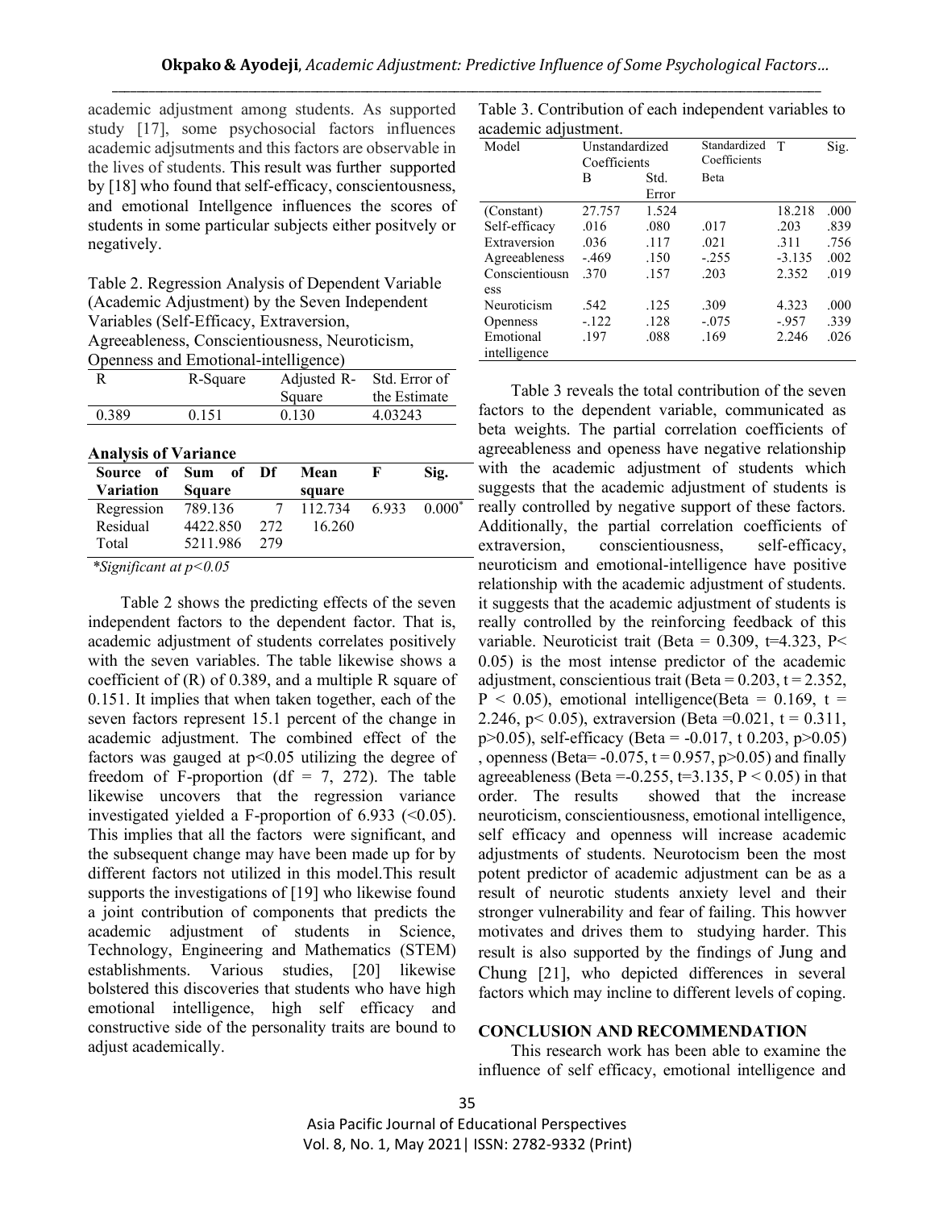academic adjustment among students. As supported study [17], some psychosocial factors influences academic adjsutments and this factors are observable in the lives of students. This result was further supported by [18] who found that self-efficacy, conscientousness, and emotional Intellgence influences the scores of students in some particular subjects either positvely or negatively.

Table 2. Regression Analysis of Dependent Variable (Academic Adjustment) by the Seven Independent Variables (Self-Efficacy, Extraversion, Agreeableness, Conscientiousness, Neuroticism, Openness and Emotional-intelligence)

| R | R-Square | Adjusted R-Square | Std. Error of the Estimate |
|---|---|---|---|
| 0.389 | 0.151 | 0.130 | 4.03243 |

**Analysis of Variance**

| Source of Variation | Sum of Square | Df | Mean square | F | Sig. |
|---|---|---|---|---|---|
| Regression | 789.136 | 7 | 112.734 | 6.933 | 0.000* |
| Residual | 4422.850 | 272 | 16.260 | | |
| Total | 5211.986 | 279 | | | |

*\*Significant at p<0.05*

Table 2 shows the predicting effects of the seven independent factors to the dependent factor. That is, academic adjustment of students correlates positively with the seven variables. The table likewise shows a coefficient of (R) of 0.389, and a multiple R square of 0.151. It implies that when taken together, each of the seven factors represent 15.1 percent of the change in academic adjustment. The combined effect of the factors was gauged at $p<0.05$ utilizing the degree of freedom of F-proportion (df = 7, 272). The table likewise uncovers that the regression variance investigated yielded a F-proportion of 6.933 (<0.05). This implies that all the factors were significant, and the subsequent change may have been made up for by different factors not utilized in this model.This result supports the investigations of [19] who likewise found a joint contribution of components that predicts the academic adjustment of students in Science, Technology, Engineering and Mathematics (STEM) establishments. Various studies, [20] likewise bolstered this discoveries that students who have high emotional intelligence, high self efficacy and constructive side of the personality traits are bound to adjust academically.

Table 3. Contribution of each independent variables to academic adjustment.

| Model | Unstandardized Coefficients | | Standardized Coefficients | T | Sig. |
|---|---|---|---|---|---|
| | B | Std. Error | Beta | | |
| (Constant) | 27.757 | 1.524 | | 18.218 | .000 |
| Self-efficacy | .016 | .080 | .017 | .203 | .839 |
| Extraversion | .036 | .117 | .021 | .311 | .756 |
| Agreeableness | -.469 | .150 | -.255 | -3.135 | .002 |
| Conscientiousness | .370 | .157 | .203 | 2.352 | .019 |
| Neuroticism | .542 | .125 | .309 | 4.323 | .000 |
| Openness | -.122 | .128 | -.075 | -.957 | .339 |
| Emotional intelligence | .197 | .088 | .169 | 2.246 | .026 |

Table 3 reveals the total contribution of the seven factors to the dependent variable, communicated as beta weights. The partial correlation coefficients of agreeableness and openess have negative relationship with the academic adjustment of students which suggests that the academic adjustment of students is really controlled by negative support of these factors. Additionally, the partial correlation coefficients of extraversion, conscientiousness, self-efficacy, neuroticism and emotional-intelligence have positive relationship with the academic adjustment of students. it suggests that the academic adjustment of students is really controlled by the reinforcing feedback of this variable. Neuroticist trait (Beta = 0.309, t=4.323, P< 0.05) is the most intense predictor of the academic adjustment, conscientious trait (Beta = 0.203, t = 2.352, P < 0.05), emotional intelligence(Beta = 0.169, t = 2.246, p< 0.05), extraversion (Beta =0.021, t = 0.311, p>0.05), self-efficacy (Beta = -0.017, t 0.203, p>0.05) , openness (Beta= -0.075, t = 0.957, p>0.05) and finally agreeableness (Beta =-0.255, t=3.135, P < 0.05) in that order. The results showed that the increase neuroticism, conscientiousness, emotional intelligence, self efficacy and openness will increase academic adjustments of students. Neurotocism been the most potent predictor of academic adjustment can be as a result of neurotic students anxiety level and their stronger vulnerability and fear of failing. This howver motivates and drives them to studying harder. This result is also supported by the findings of Jung and Chung [21], who depicted differences in several factors which may incline to different levels of coping.

## CONCLUSION AND RECOMMENDATION

This research work has been able to examine the influence of self efficacy, emotional intelligence and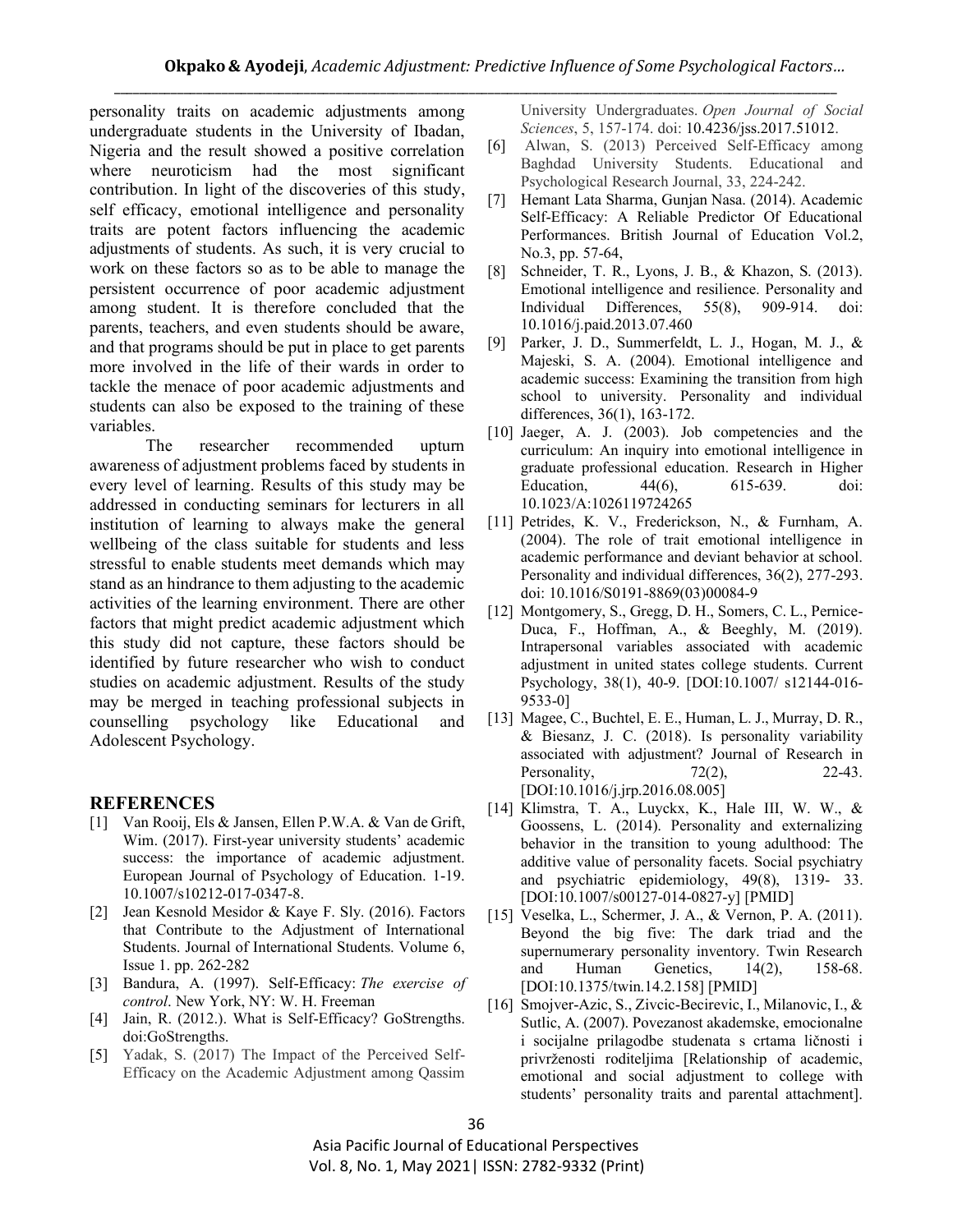personality traits on academic adjustments among undergraduate students in the University of Ibadan, Nigeria and the result showed a positive correlation where neuroticism had the most significant contribution. In light of the discoveries of this study, self efficacy, emotional intelligence and personality traits are potent factors influencing the academic adjustments of students. As such, it is very crucial to work on these factors so as to be able to manage the persistent occurrence of poor academic adjustment among student. It is therefore concluded that the parents, teachers, and even students should be aware, and that programs should be put in place to get parents more involved in the life of their wards in order to tackle the menace of poor academic adjustments and students can also be exposed to the training of these variables.

The researcher recommended upturn awareness of adjustment problems faced by students in every level of learning. Results of this study may be addressed in conducting seminars for lecturers in all institution of learning to always make the general wellbeing of the class suitable for students and less stressful to enable students meet demands which may stand as an hindrance to them adjusting to the academic activities of the learning environment. There are other factors that might predict academic adjustment which this study did not capture, these factors should be identified by future researcher who wish to conduct studies on academic adjustment. Results of the study may be merged in teaching professional subjects in counselling psychology like Educational and Adolescent Psychology.

## REFERENCES

[1] Van Rooij, Els & Jansen, Ellen P.W.A. & Van de Grift, Wim. (2017). First-year university students' academic success: the importance of academic adjustment. European Journal of Psychology of Education. 1-19. 10.1007/s10212-017-0347-8.

[2] Jean Kesnold Mesidor & Kaye F. Sly. (2016). Factors that Contribute to the Adjustment of International Students. Journal of International Students. Volume 6, Issue 1. pp. 262-282

[3] Bandura, A. (1997). Self-Efficacy: *The exercise of control*. New York, NY: W. H. Freeman

[4] Jain, R. (2012.). What is Self-Efficacy? GoStrengths. doi:GoStrengths.

[5] Yadak, S. (2017) The Impact of the Perceived Self-Efficacy on the Academic Adjustment among Qassim University Undergraduates. *Open Journal of Social Sciences*, 5, 157-174. doi: 10.4236/jss.2017.51012.

[6] Alwan, S. (2013) Perceived Self-Efficacy among Baghdad University Students. Educational and Psychological Research Journal, 33, 224-242.

[7] Hemant Lata Sharma, Gunjan Nasa. (2014). Academic Self-Efficacy: A Reliable Predictor Of Educational Performances. British Journal of Education Vol.2, No.3, pp. 57-64,

[8] Schneider, T. R., Lyons, J. B., & Khazon, S. (2013). Emotional intelligence and resilience. Personality and Individual Differences, 55(8), 909-914. doi: 10.1016/j.paid.2013.07.460

[9] Parker, J. D., Summerfeldt, L. J., Hogan, M. J., & Majeski, S. A. (2004). Emotional intelligence and academic success: Examining the transition from high school to university. Personality and individual differences, 36(1), 163-172.

[10] Jaeger, A. J. (2003). Job competencies and the curriculum: An inquiry into emotional intelligence in graduate professional education. Research in Higher Education, 44(6), 615-639. doi: 10.1023/A:1026119724265

[11] Petrides, K. V., Frederickson, N., & Furnham, A. (2004). The role of trait emotional intelligence in academic performance and deviant behavior at school. Personality and individual differences, 36(2), 277-293. doi: 10.1016/S0191-8869(03)00084-9

[12] Montgomery, S., Gregg, D. H., Somers, C. L., Pernice-Duca, F., Hoffman, A., & Beeghly, M. (2019). Intrapersonal variables associated with academic adjustment in united states college students. Current Psychology, 38(1), 40-9. [DOI:10.1007/ s12144-016-9533-0]

[13] Magee, C., Buchtel, E. E., Human, L. J., Murray, D. R., & Biesanz, J. C. (2018). Is personality variability associated with adjustment? Journal of Research in Personality, 72(2), 22-43. [DOI:10.1016/j.jrp.2016.08.005]

[14] Klimstra, T. A., Luyckx, K., Hale III, W. W., & Goossens, L. (2014). Personality and externalizing behavior in the transition to young adulthood: The additive value of personality facets. Social psychiatry and psychiatric epidemiology, 49(8), 1319- 33. [DOI:10.1007/s00127-014-0827-y] [PMID]

[15] Veselka, L., Schermer, J. A., & Vernon, P. A. (2011). Beyond the big five: The dark triad and the supernumerary personality inventory. Twin Research and Human Genetics, 14(2), 158-68. [DOI:10.1375/twin.14.2.158] [PMID]

[16] Smojver-Azic, S., Zivcic-Becirevic, I., Milanovic, I., & Sutlic, A. (2007). Povezanost akademske, emocionalne i socijalne prilagodbe studenata s crtama ličnosti i privrženosti roditeljima [Relationship of academic, emotional and social adjustment to college with students' personality traits and parental attachment].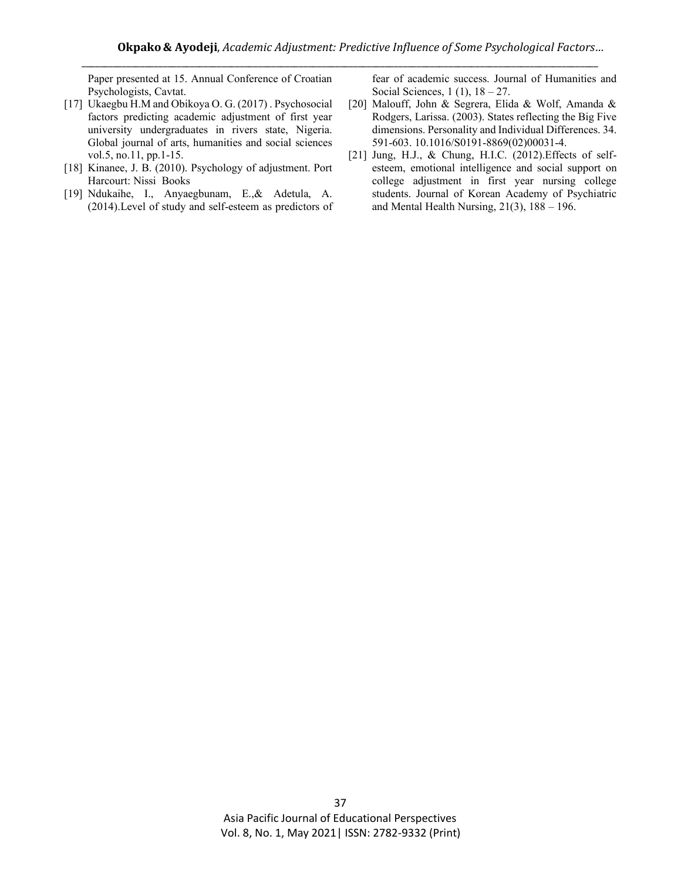Paper presented at 15. Annual Conference of Croatian Psychologists, Cavtat.

[17] Ukaegbu H.M and Obikoya O. G. (2017) . Psychosocial factors predicting academic adjustment of first year university undergraduates in rivers state, Nigeria. Global journal of arts, humanities and social sciences vol.5, no.11, pp.1-15.

[18] Kinanee, J. B. (2010). Psychology of adjustment. Port Harcourt: Nissi Books

[19] Ndukaihe, I., Anyaegbunam, E.,& Adetula, A. (2014).Level of study and self-esteem as predictors of fear of academic success. Journal of Humanities and Social Sciences, 1 (1), 18 – 27.

[20] Malouff, John & Segrera, Elida & Wolf, Amanda & Rodgers, Larissa. (2003). States reflecting the Big Five dimensions. Personality and Individual Differences. 34. 591-603. 10.1016/S0191-8869(02)00031-4.

[21] Jung, H.J., & Chung, H.I.C. (2012).Effects of self-esteem, emotional intelligence and social support on college adjustment in first year nursing college students. Journal of Korean Academy of Psychiatric and Mental Health Nursing, 21(3), 188 – 196.